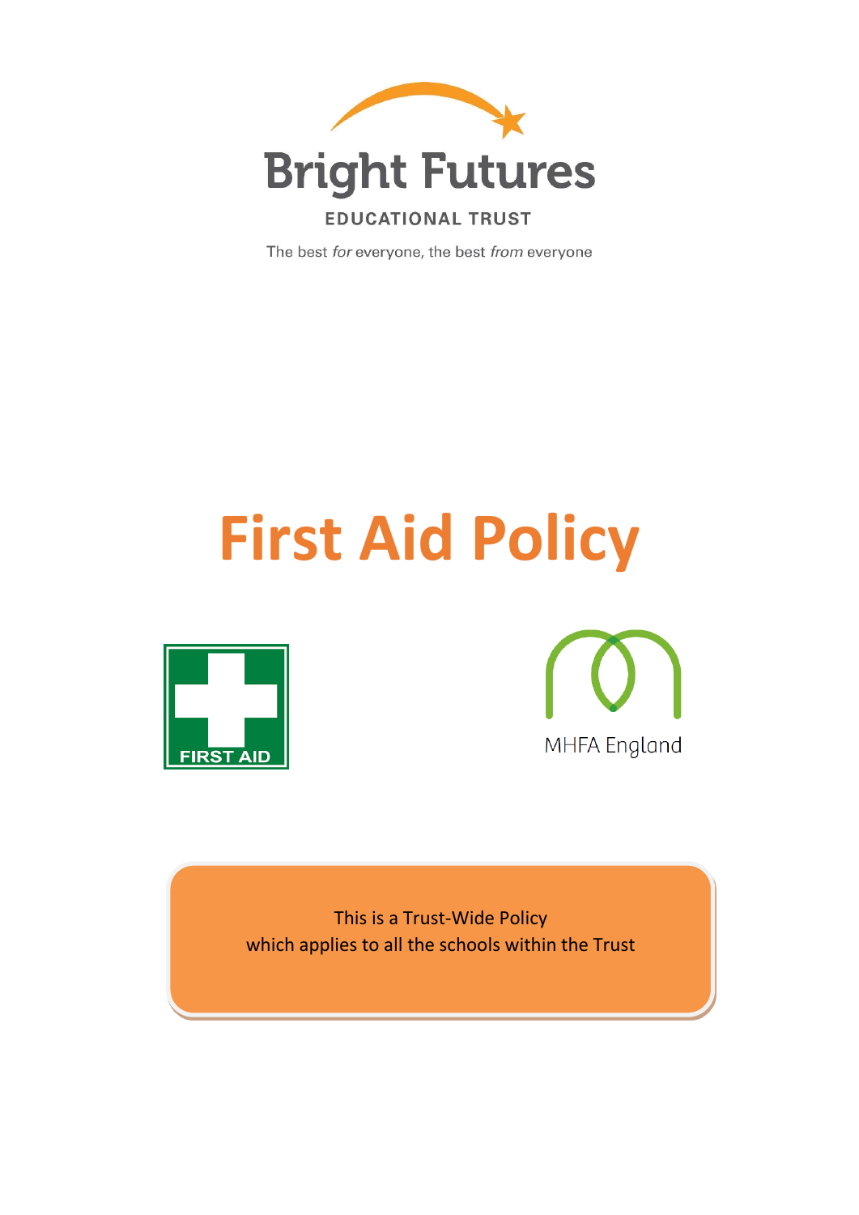Bright Futures

EDUCATIONAL TRUST

The best *for* everyone, the best *from* everyone

# First Aid Policy

FIRST AID

MHFA England

This is a Trust-Wide Policy
which applies to all the schools within the Trust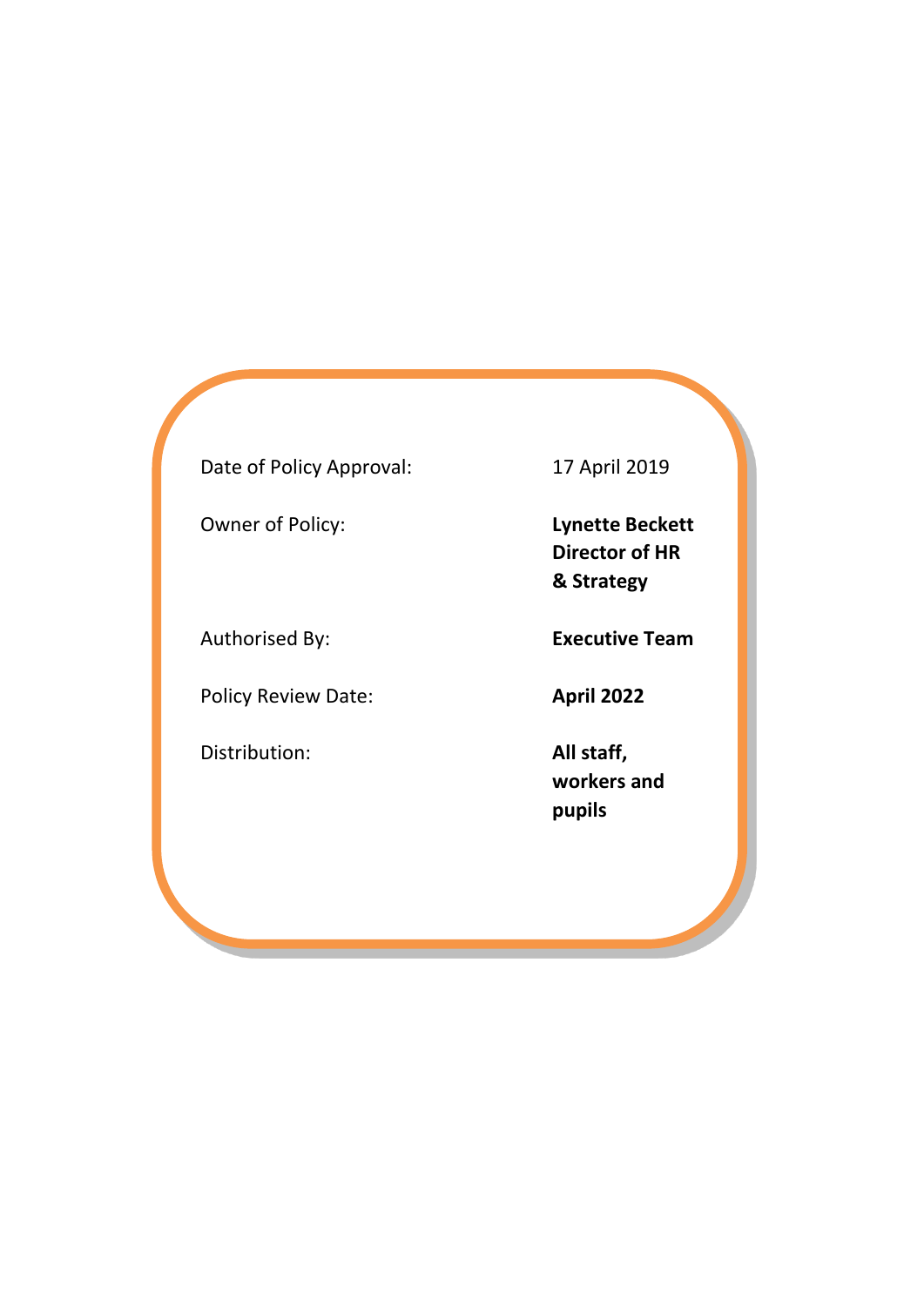| | |
|---|---|
| Date of Policy Approval: | 17 April 2019 |
| Owner of Policy: | **Lynette Beckett Director of HR & Strategy** |
| Authorised By: | **Executive Team** |
| Policy Review Date: | **April 2022** |
| Distribution: | **All staff, workers and pupils** |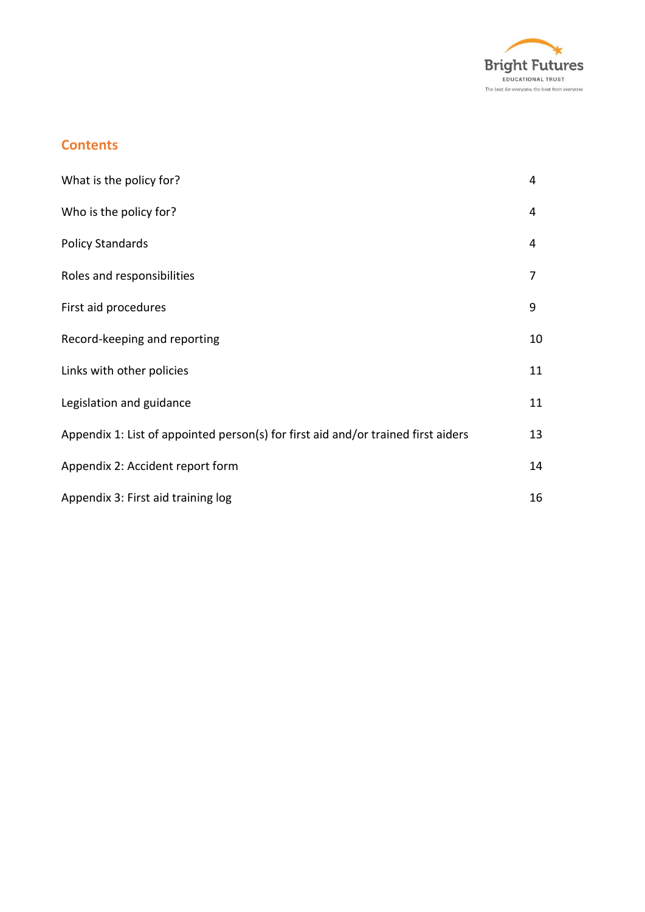## Contents

| | |
|---|---|
| What is the policy for? | 4 |
| Who is the policy for? | 4 |
| Policy Standards | 4 |
| Roles and responsibilities | 7 |
| First aid procedures | 9 |
| Record-keeping and reporting | 10 |
| Links with other policies | 11 |
| Legislation and guidance | 11 |
| Appendix 1: List of appointed person(s) for first aid and/or trained first aiders | 13 |
| Appendix 2: Accident report form | 14 |
| Appendix 3: First aid training log | 16 |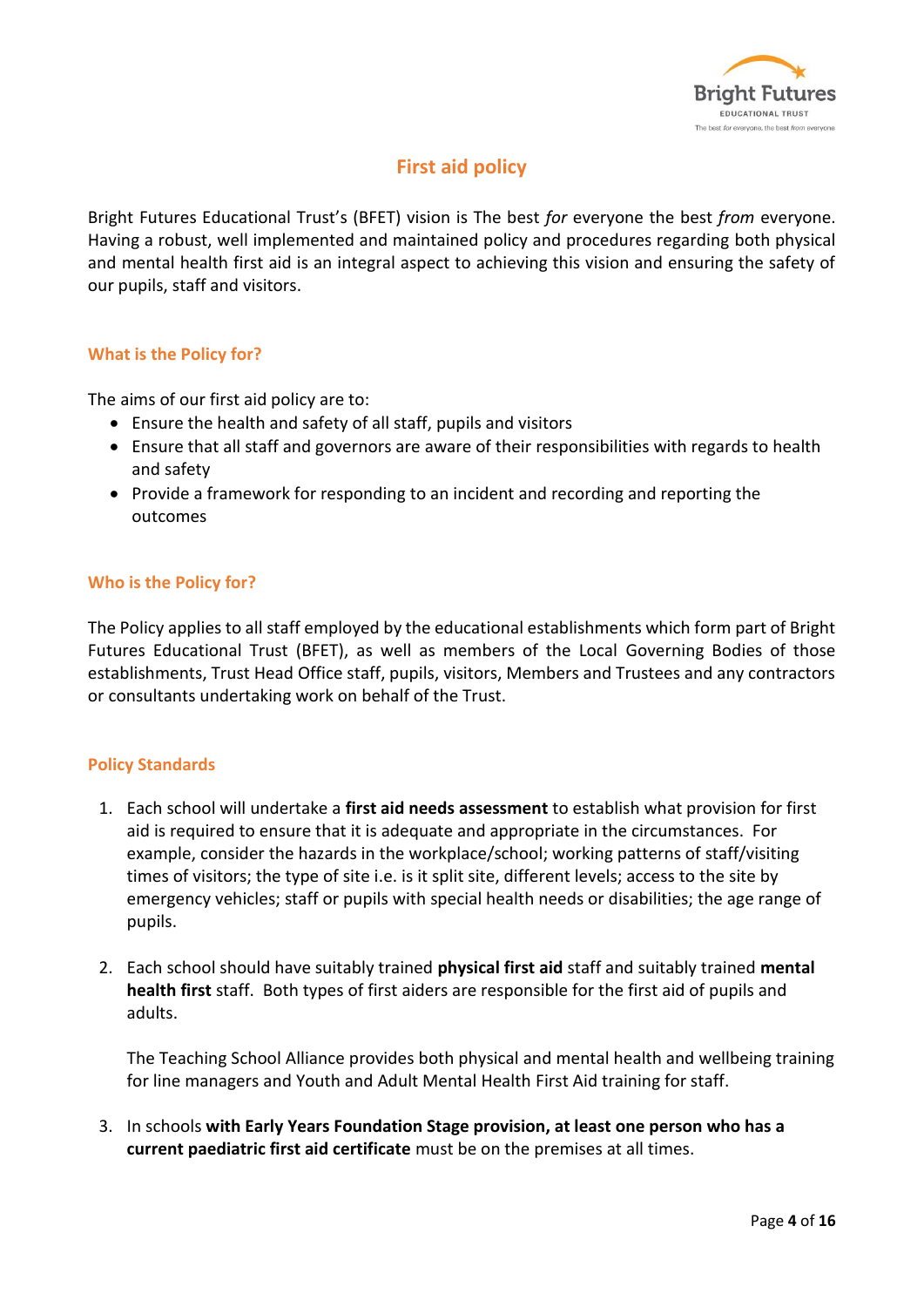# First aid policy

Bright Futures Educational Trust's (BFET) vision is The best *for* everyone the best *from* everyone. Having a robust, well implemented and maintained policy and procedures regarding both physical and mental health first aid is an integral aspect to achieving this vision and ensuring the safety of our pupils, staff and visitors.

## What is the Policy for?

The aims of our first aid policy are to:

- Ensure the health and safety of all staff, pupils and visitors
- Ensure that all staff and governors are aware of their responsibilities with regards to health and safety
- Provide a framework for responding to an incident and recording and reporting the outcomes

## Who is the Policy for?

The Policy applies to all staff employed by the educational establishments which form part of Bright Futures Educational Trust (BFET), as well as members of the Local Governing Bodies of those establishments, Trust Head Office staff, pupils, visitors, Members and Trustees and any contractors or consultants undertaking work on behalf of the Trust.

## Policy Standards

1. Each school will undertake a **first aid needs assessment** to establish what provision for first aid is required to ensure that it is adequate and appropriate in the circumstances. For example, consider the hazards in the workplace/school; working patterns of staff/visiting times of visitors; the type of site i.e. is it split site, different levels; access to the site by emergency vehicles; staff or pupils with special health needs or disabilities; the age range of pupils.

2. Each school should have suitably trained **physical first aid** staff and suitably trained **mental health first** staff. Both types of first aiders are responsible for the first aid of pupils and adults.

   The Teaching School Alliance provides both physical and mental health and wellbeing training for line managers and Youth and Adult Mental Health First Aid training for staff.

3. In schools **with Early Years Foundation Stage provision, at least one person who has a current paediatric first aid certificate** must be on the premises at all times.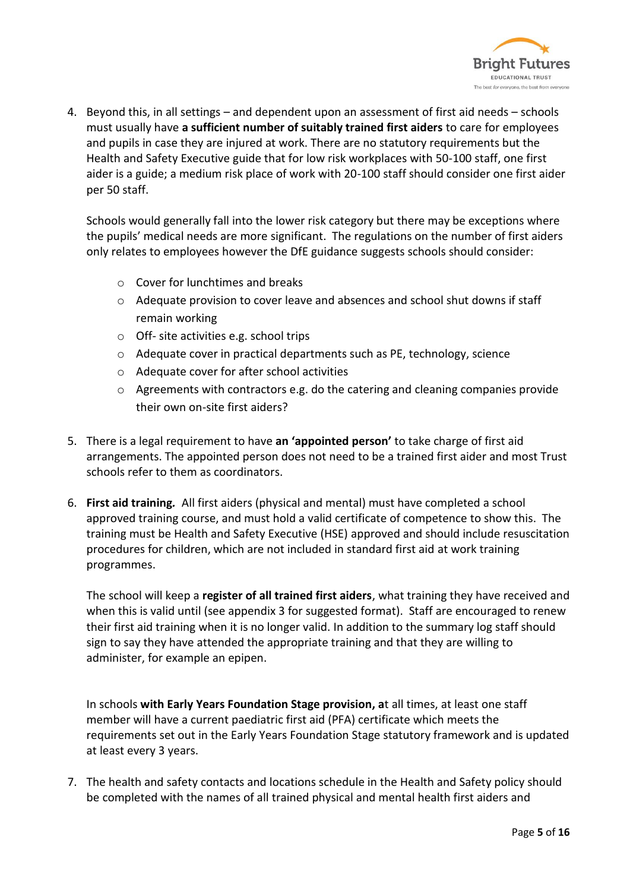4. Beyond this, in all settings – and dependent upon an assessment of first aid needs – schools must usually have **a sufficient number of suitably trained first aiders** to care for employees and pupils in case they are injured at work. There are no statutory requirements but the Health and Safety Executive guide that for low risk workplaces with 50-100 staff, one first aider is a guide; a medium risk place of work with 20-100 staff should consider one first aider per 50 staff.

   Schools would generally fall into the lower risk category but there may be exceptions where the pupils' medical needs are more significant. The regulations on the number of first aiders only relates to employees however the DfE guidance suggests schools should consider:

   - Cover for lunchtimes and breaks
   - Adequate provision to cover leave and absences and school shut downs if staff remain working
   - Off- site activities e.g. school trips
   - Adequate cover in practical departments such as PE, technology, science
   - Adequate cover for after school activities
   - Agreements with contractors e.g. do the catering and cleaning companies provide their own on-site first aiders?

5. There is a legal requirement to have **an 'appointed person'** to take charge of first aid arrangements. The appointed person does not need to be a trained first aider and most Trust schools refer to them as coordinators.

6. **First aid training.** All first aiders (physical and mental) must have completed a school approved training course, and must hold a valid certificate of competence to show this. The training must be Health and Safety Executive (HSE) approved and should include resuscitation procedures for children, which are not included in standard first aid at work training programmes.

   The school will keep a **register of all trained first aiders**, what training they have received and when this is valid until (see appendix 3 for suggested format). Staff are encouraged to renew their first aid training when it is no longer valid. In addition to the summary log staff should sign to say they have attended the appropriate training and that they are willing to administer, for example an epipen.

   In schools **with Early Years Foundation Stage provision, a**t all times, at least one staff member will have a current paediatric first aid (PFA) certificate which meets the requirements set out in the Early Years Foundation Stage statutory framework and is updated at least every 3 years.

7. The health and safety contacts and locations schedule in the Health and Safety policy should be completed with the names of all trained physical and mental health first aiders and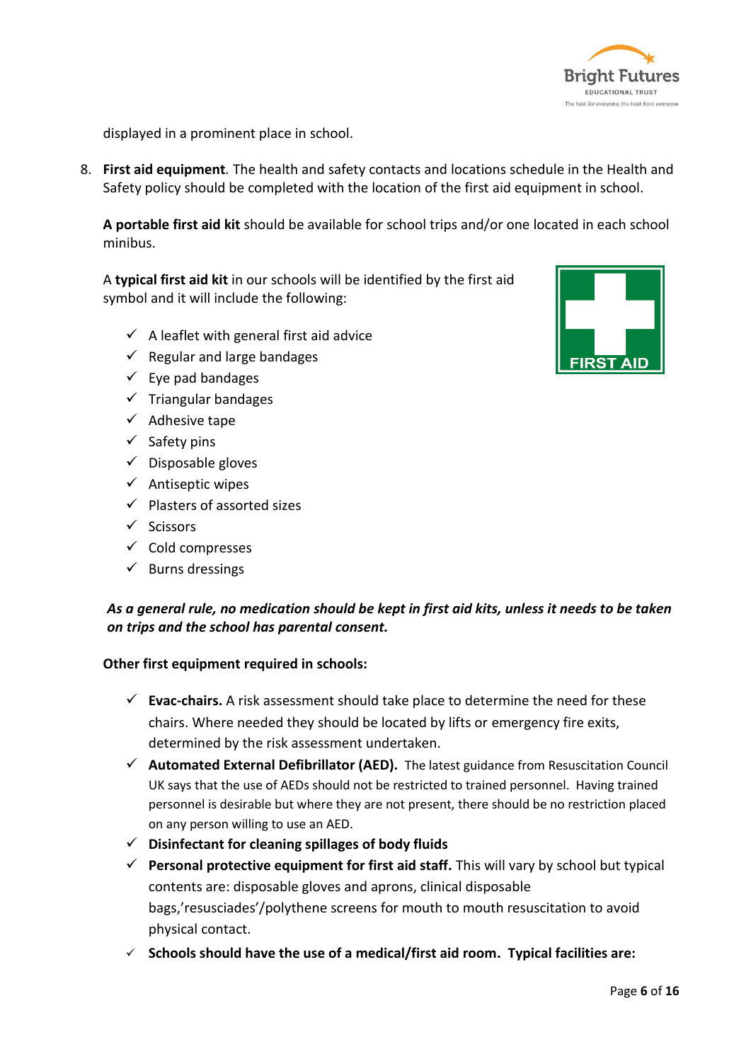displayed in a prominent place in school.

8. **First aid equipment**. The health and safety contacts and locations schedule in the Health and Safety policy should be completed with the location of the first aid equipment in school.

   **A portable first aid kit** should be available for school trips and/or one located in each school minibus.

   A **typical first aid kit** in our schools will be identified by the first aid symbol and it will include the following:

   - ✓ A leaflet with general first aid advice
   - ✓ Regular and large bandages
   - ✓ Eye pad bandages
   - ✓ Triangular bandages
   - ✓ Adhesive tape
   - ✓ Safety pins
   - ✓ Disposable gloves
   - ✓ Antiseptic wipes
   - ✓ Plasters of assorted sizes
   - ✓ Scissors
   - ✓ Cold compresses
   - ✓ Burns dressings

   ***As a general rule, no medication should be kept in first aid kits, unless it needs to be taken on trips and the school has parental consent.***

   **Other first equipment required in schools:**

   - ✓ **Evac-chairs.** A risk assessment should take place to determine the need for these chairs. Where needed they should be located by lifts or emergency fire exits, determined by the risk assessment undertaken.
   - ✓ **Automated External Defibrillator (AED).** The latest guidance from Resuscitation Council UK says that the use of AEDs should not be restricted to trained personnel. Having trained personnel is desirable but where they are not present, there should be no restriction placed on any person willing to use an AED.
   - ✓ **Disinfectant for cleaning spillages of body fluids**
   - ✓ **Personal protective equipment for first aid staff.** This will vary by school but typical contents are: disposable gloves and aprons, clinical disposable bags,'resusciades'/polythene screens for mouth to mouth resuscitation to avoid physical contact.
   - ✓ **Schools should have the use of a medical/first aid room. Typical facilities are:**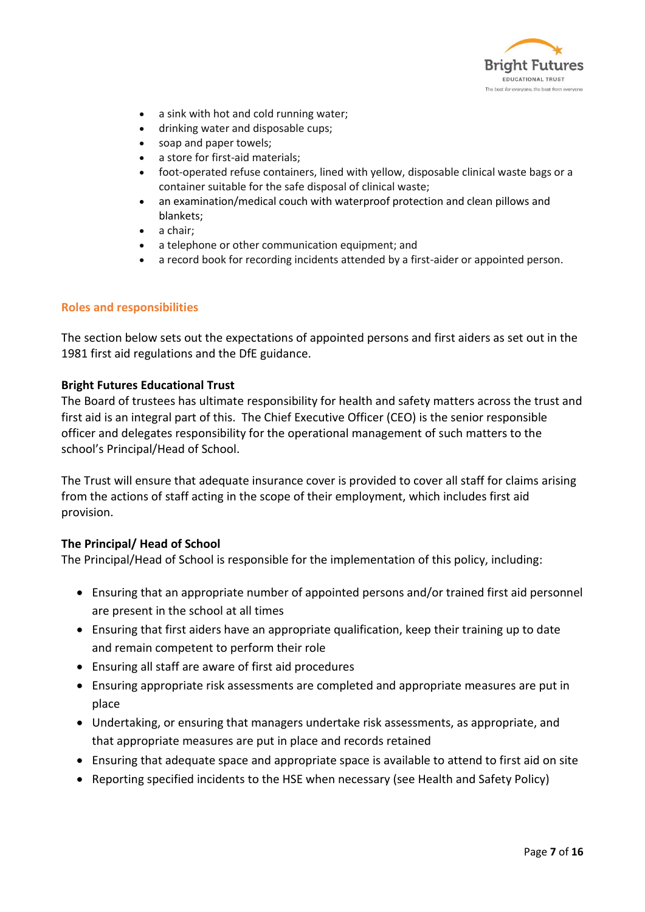- a sink with hot and cold running water;
- drinking water and disposable cups;
- soap and paper towels;
- a store for first-aid materials;
- foot-operated refuse containers, lined with yellow, disposable clinical waste bags or a container suitable for the safe disposal of clinical waste;
- an examination/medical couch with waterproof protection and clean pillows and blankets;
- a chair;
- a telephone or other communication equipment; and
- a record book for recording incidents attended by a first-aider or appointed person.

## Roles and responsibilities

The section below sets out the expectations of appointed persons and first aiders as set out in the 1981 first aid regulations and the DfE guidance.

**Bright Futures Educational Trust**

The Board of trustees has ultimate responsibility for health and safety matters across the trust and first aid is an integral part of this. The Chief Executive Officer (CEO) is the senior responsible officer and delegates responsibility for the operational management of such matters to the school's Principal/Head of School.

The Trust will ensure that adequate insurance cover is provided to cover all staff for claims arising from the actions of staff acting in the scope of their employment, which includes first aid provision.

**The Principal/ Head of School**

The Principal/Head of School is responsible for the implementation of this policy, including:

- Ensuring that an appropriate number of appointed persons and/or trained first aid personnel are present in the school at all times
- Ensuring that first aiders have an appropriate qualification, keep their training up to date and remain competent to perform their role
- Ensuring all staff are aware of first aid procedures
- Ensuring appropriate risk assessments are completed and appropriate measures are put in place
- Undertaking, or ensuring that managers undertake risk assessments, as appropriate, and that appropriate measures are put in place and records retained
- Ensuring that adequate space and appropriate space is available to attend to first aid on site
- Reporting specified incidents to the HSE when necessary (see Health and Safety Policy)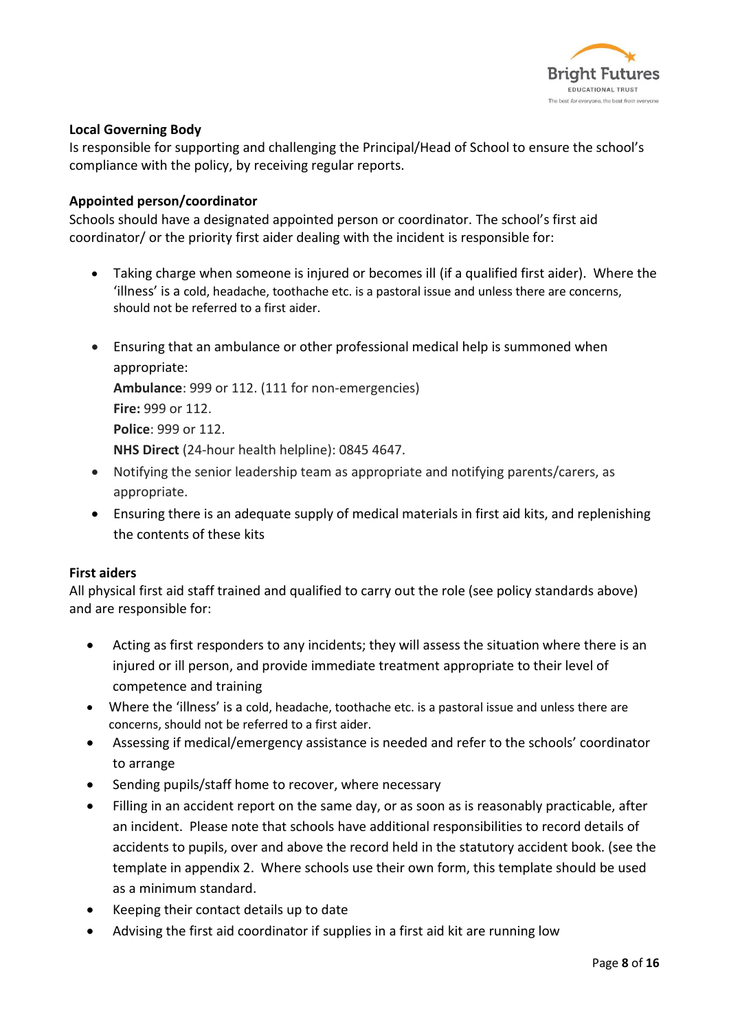**Local Governing Body**
Is responsible for supporting and challenging the Principal/Head of School to ensure the school's compliance with the policy, by receiving regular reports.

**Appointed person/coordinator**
Schools should have a designated appointed person or coordinator. The school's first aid coordinator/ or the priority first aider dealing with the incident is responsible for:

- Taking charge when someone is injured or becomes ill (if a qualified first aider). Where the 'illness' is a cold, headache, toothache etc. is a pastoral issue and unless there are concerns, should not be referred to a first aider.

- Ensuring that an ambulance or other professional medical help is summoned when appropriate:
  **Ambulance**: 999 or 112. (111 for non-emergencies)
  **Fire:** 999 or 112.
  **Police**: 999 or 112.
  **NHS Direct** (24-hour health helpline): 0845 4647.
- Notifying the senior leadership team as appropriate and notifying parents/carers, as appropriate.
- Ensuring there is an adequate supply of medical materials in first aid kits, and replenishing the contents of these kits

**First aiders**
All physical first aid staff trained and qualified to carry out the role (see policy standards above) and are responsible for:

- Acting as first responders to any incidents; they will assess the situation where there is an injured or ill person, and provide immediate treatment appropriate to their level of competence and training
- Where the 'illness' is a cold, headache, toothache etc. is a pastoral issue and unless there are concerns, should not be referred to a first aider.
- Assessing if medical/emergency assistance is needed and refer to the schools' coordinator to arrange
- Sending pupils/staff home to recover, where necessary
- Filling in an accident report on the same day, or as soon as is reasonably practicable, after an incident. Please note that schools have additional responsibilities to record details of accidents to pupils, over and above the record held in the statutory accident book. (see the template in appendix 2. Where schools use their own form, this template should be used as a minimum standard.
- Keeping their contact details up to date
- Advising the first aid coordinator if supplies in a first aid kit are running low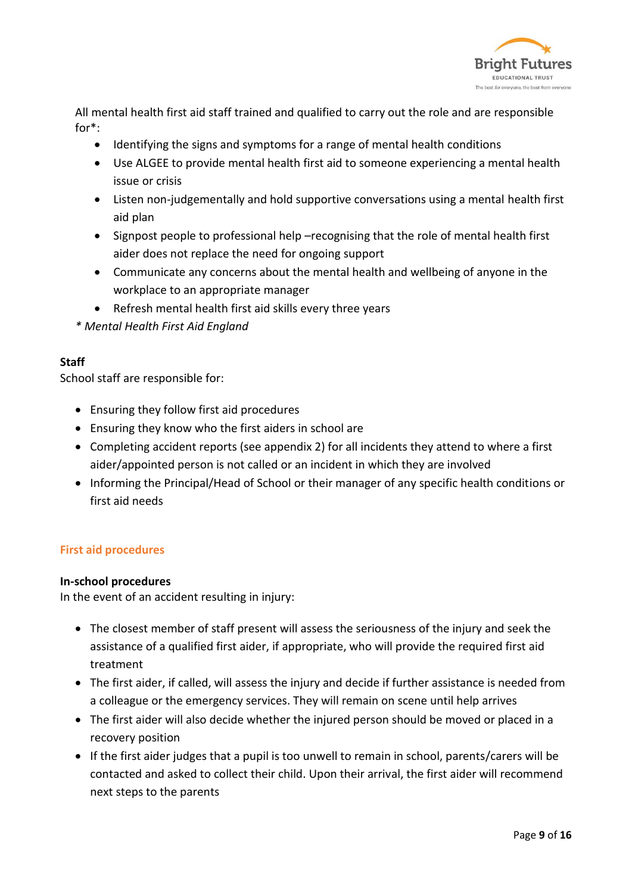All mental health first aid staff trained and qualified to carry out the role and are responsible for*:

- Identifying the signs and symptoms for a range of mental health conditions
- Use ALGEE to provide mental health first aid to someone experiencing a mental health issue or crisis
- Listen non-judgementally and hold supportive conversations using a mental health first aid plan
- Signpost people to professional help –recognising that the role of mental health first aider does not replace the need for ongoing support
- Communicate any concerns about the mental health and wellbeing of anyone in the workplace to an appropriate manager
- Refresh mental health first aid skills every three years

*\* Mental Health First Aid England*

**Staff**

School staff are responsible for:

- Ensuring they follow first aid procedures
- Ensuring they know who the first aiders in school are
- Completing accident reports (see appendix 2) for all incidents they attend to where a first aider/appointed person is not called or an incident in which they are involved
- Informing the Principal/Head of School or their manager of any specific health conditions or first aid needs

## First aid procedures

**In-school procedures**

In the event of an accident resulting in injury:

- The closest member of staff present will assess the seriousness of the injury and seek the assistance of a qualified first aider, if appropriate, who will provide the required first aid treatment
- The first aider, if called, will assess the injury and decide if further assistance is needed from a colleague or the emergency services. They will remain on scene until help arrives
- The first aider will also decide whether the injured person should be moved or placed in a recovery position
- If the first aider judges that a pupil is too unwell to remain in school, parents/carers will be contacted and asked to collect their child. Upon their arrival, the first aider will recommend next steps to the parents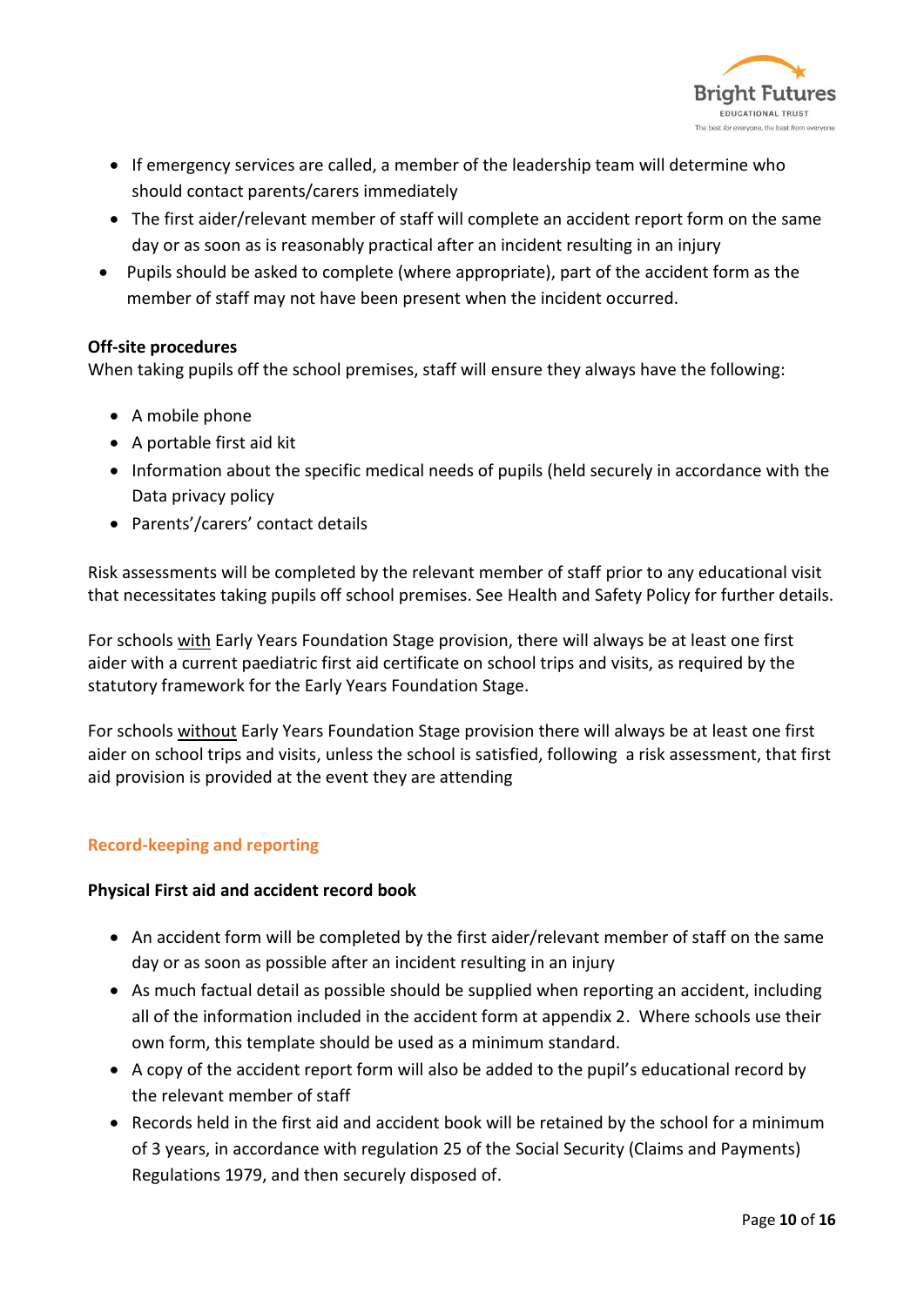- If emergency services are called, a member of the leadership team will determine who should contact parents/carers immediately
- The first aider/relevant member of staff will complete an accident report form on the same day or as soon as is reasonably practical after an incident resulting in an injury
- Pupils should be asked to complete (where appropriate), part of the accident form as the member of staff may not have been present when the incident occurred.

**Off-site procedures**

When taking pupils off the school premises, staff will ensure they always have the following:

- A mobile phone
- A portable first aid kit
- Information about the specific medical needs of pupils (held securely in accordance with the Data privacy policy
- Parents'/carers' contact details

Risk assessments will be completed by the relevant member of staff prior to any educational visit that necessitates taking pupils off school premises. See Health and Safety Policy for further details.

For schools with Early Years Foundation Stage provision, there will always be at least one first aider with a current paediatric first aid certificate on school trips and visits, as required by the statutory framework for the Early Years Foundation Stage.

For schools without Early Years Foundation Stage provision there will always be at least one first aider on school trips and visits, unless the school is satisfied, following a risk assessment, that first aid provision is provided at the event they are attending

## Record-keeping and reporting

**Physical First aid and accident record book**

- An accident form will be completed by the first aider/relevant member of staff on the same day or as soon as possible after an incident resulting in an injury
- As much factual detail as possible should be supplied when reporting an accident, including all of the information included in the accident form at appendix 2. Where schools use their own form, this template should be used as a minimum standard.
- A copy of the accident report form will also be added to the pupil's educational record by the relevant member of staff
- Records held in the first aid and accident book will be retained by the school for a minimum of 3 years, in accordance with regulation 25 of the Social Security (Claims and Payments) Regulations 1979, and then securely disposed of.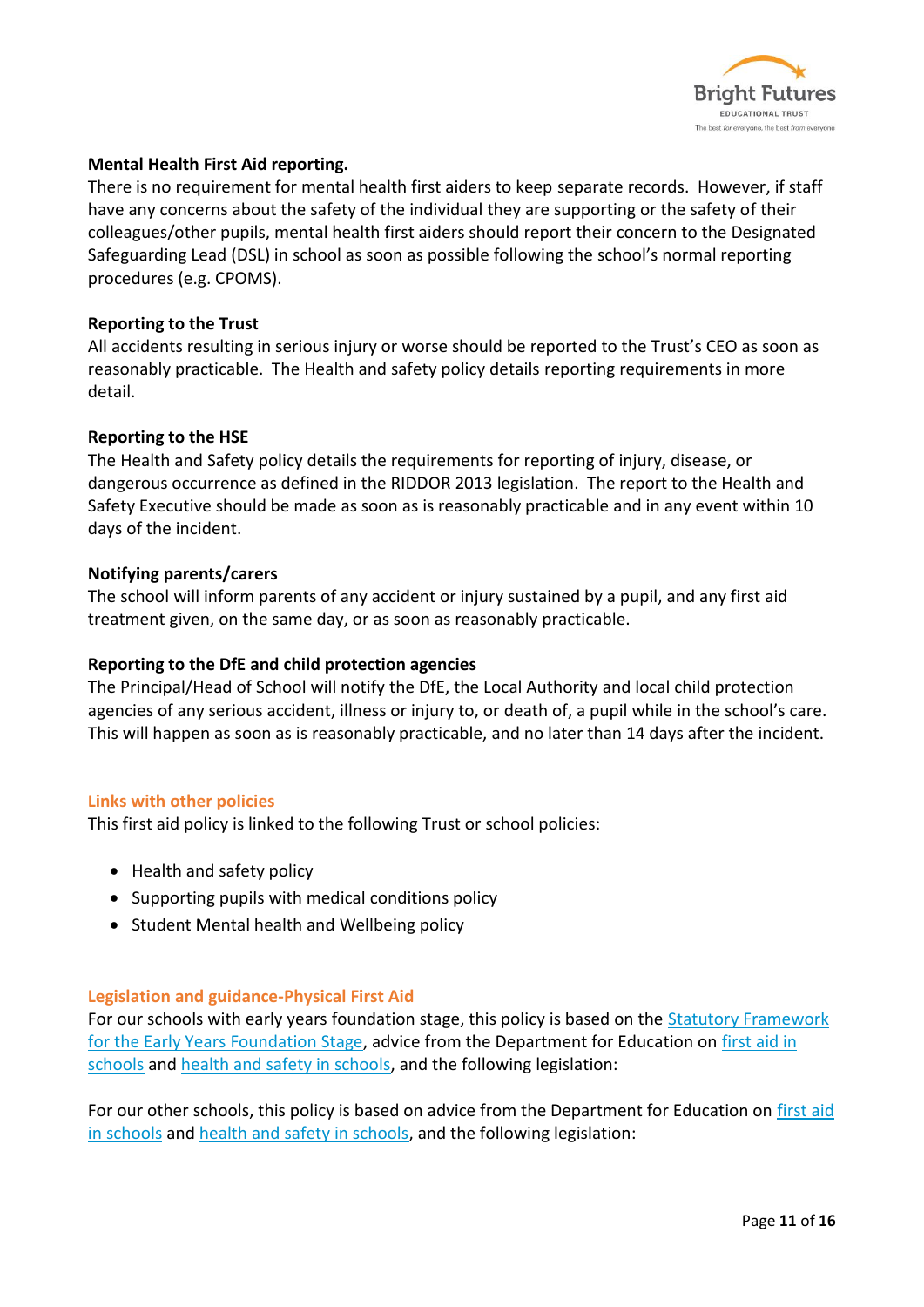**Mental Health First Aid reporting.**

There is no requirement for mental health first aiders to keep separate records. However, if staff have any concerns about the safety of the individual they are supporting or the safety of their colleagues/other pupils, mental health first aiders should report their concern to the Designated Safeguarding Lead (DSL) in school as soon as possible following the school's normal reporting procedures (e.g. CPOMS).

**Reporting to the Trust**

All accidents resulting in serious injury or worse should be reported to the Trust's CEO as soon as reasonably practicable. The Health and safety policy details reporting requirements in more detail.

**Reporting to the HSE**

The Health and Safety policy details the requirements for reporting of injury, disease, or dangerous occurrence as defined in the RIDDOR 2013 legislation. The report to the Health and Safety Executive should be made as soon as is reasonably practicable and in any event within 10 days of the incident.

**Notifying parents/carers**

The school will inform parents of any accident or injury sustained by a pupil, and any first aid treatment given, on the same day, or as soon as reasonably practicable.

**Reporting to the DfE and child protection agencies**

The Principal/Head of School will notify the DfE, the Local Authority and local child protection agencies of any serious accident, illness or injury to, or death of, a pupil while in the school's care. This will happen as soon as is reasonably practicable, and no later than 14 days after the incident.

## Links with other policies

This first aid policy is linked to the following Trust or school policies:

- Health and safety policy
- Supporting pupils with medical conditions policy
- Student Mental health and Wellbeing policy

## Legislation and guidance-Physical First Aid

For our schools with early years foundation stage, this policy is based on the Statutory Framework for the Early Years Foundation Stage, advice from the Department for Education on first aid in schools and health and safety in schools, and the following legislation:

For our other schools, this policy is based on advice from the Department for Education on first aid in schools and health and safety in schools, and the following legislation: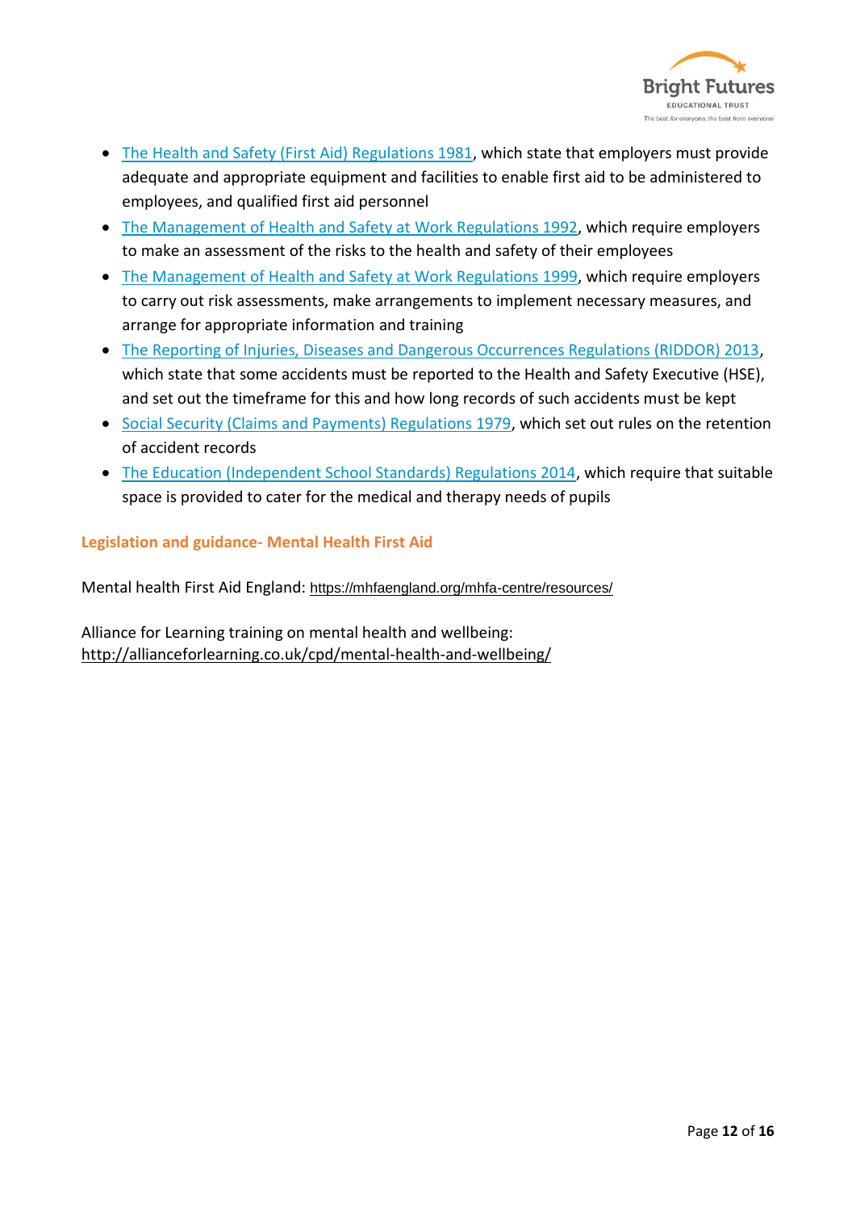- The Health and Safety (First Aid) Regulations 1981, which state that employers must provide adequate and appropriate equipment and facilities to enable first aid to be administered to employees, and qualified first aid personnel
- The Management of Health and Safety at Work Regulations 1992, which require employers to make an assessment of the risks to the health and safety of their employees
- The Management of Health and Safety at Work Regulations 1999, which require employers to carry out risk assessments, make arrangements to implement necessary measures, and arrange for appropriate information and training
- The Reporting of Injuries, Diseases and Dangerous Occurrences Regulations (RIDDOR) 2013, which state that some accidents must be reported to the Health and Safety Executive (HSE), and set out the timeframe for this and how long records of such accidents must be kept
- Social Security (Claims and Payments) Regulations 1979, which set out rules on the retention of accident records
- The Education (Independent School Standards) Regulations 2014, which require that suitable space is provided to cater for the medical and therapy needs of pupils

## Legislation and guidance- Mental Health First Aid

Mental health First Aid England: https://mhfaengland.org/mhfa-centre/resources/

Alliance for Learning training on mental health and wellbeing: http://allianceforlearning.co.uk/cpd/mental-health-and-wellbeing/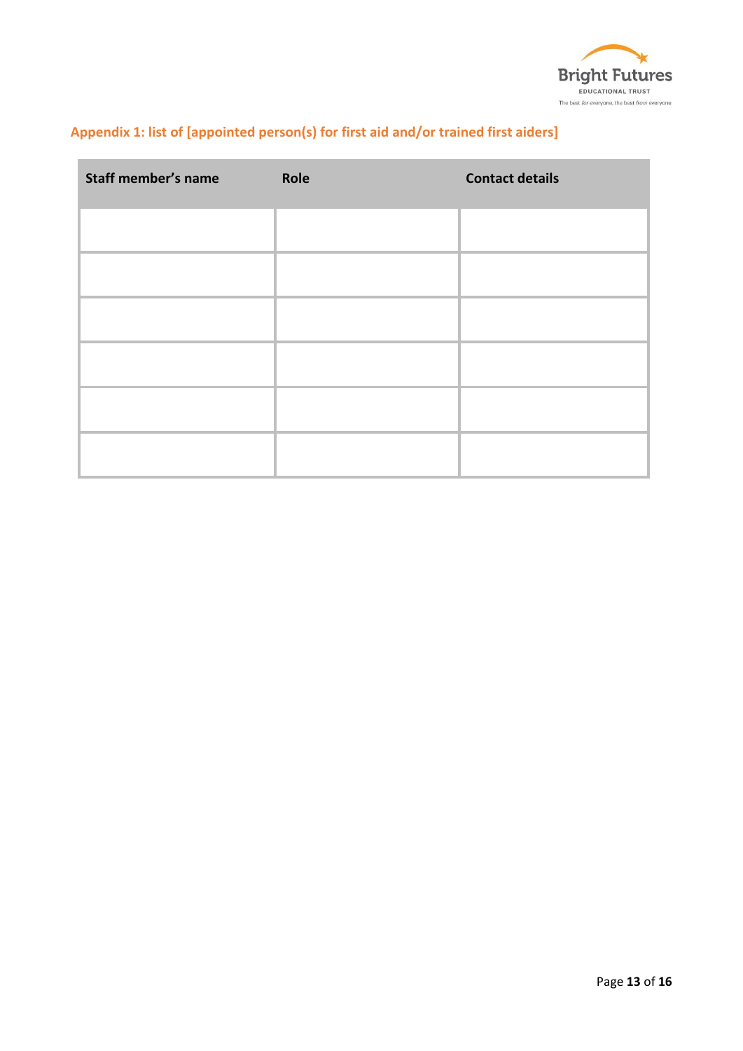## Appendix 1: list of [appointed person(s) for first aid and/or trained first aiders]

| Staff member's name | Role | Contact details |
| --- | --- | --- |
| | | |
| | | |
| | | |
| | | |
| | | |
| | | |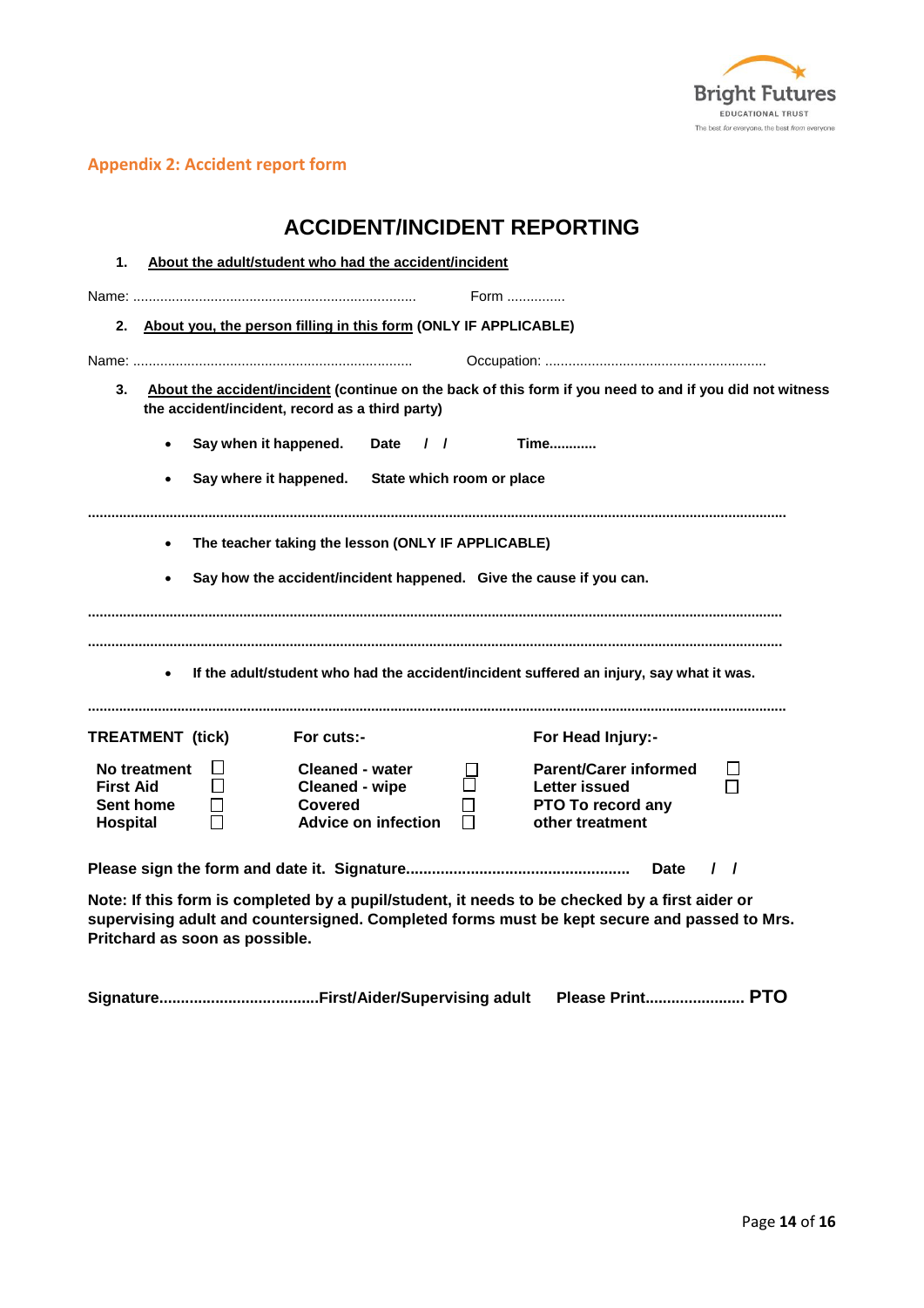## Appendix 2: Accident report form

# ACCIDENT/INCIDENT REPORTING

1. **About the adult/student who had the accident/incident**

Name: ........................................................................ Form ...............

2. **About you, the person filling in this form (ONLY IF APPLICABLE)**

Name: ....................................................................... Occupation: ........................................................

3. **About the accident/incident (continue on the back of this form if you need to and if you did not witness the accident/incident, record as a third party)**

- **Say when it happened. Date / / Time...........**
- **Say where it happened. State which room or place**

..................................................................................................................................................................

- **The teacher taking the lesson (ONLY IF APPLICABLE)**
- **Say how the accident/incident happened. Give the cause if you can.**

..................................................................................................................................................................

..................................................................................................................................................................

- **If the adult/student who had the accident/incident suffered an injury, say what it was.**

..................................................................................................................................................................

| **TREATMENT (tick)** | | **For cuts:-** | | **For Head Injury:-** | |
|---|---|---|---|---|---|
| **No treatment** | ☐ | **Cleaned - water** | ☐ | **Parent/Carer informed** | ☐ |
| **First Aid** | ☐ | **Cleaned - wipe** | ☐ | **Letter issued** | ☐ |
| **Sent home** | ☐ | **Covered** | ☐ | **PTO To record any** | |
| **Hospital** | ☐ | **Advice on infection** | ☐ | **other treatment** | |

**Please sign the form and date it. Signature.................................................. Date / /**

**Note: If this form is completed by a pupil/student, it needs to be checked by a first aider or supervising adult and countersigned. Completed forms must be kept secure and passed to Mrs. Pritchard as soon as possible.**

**Signature....................................First/Aider/Supervising adult Please Print...................... PTO**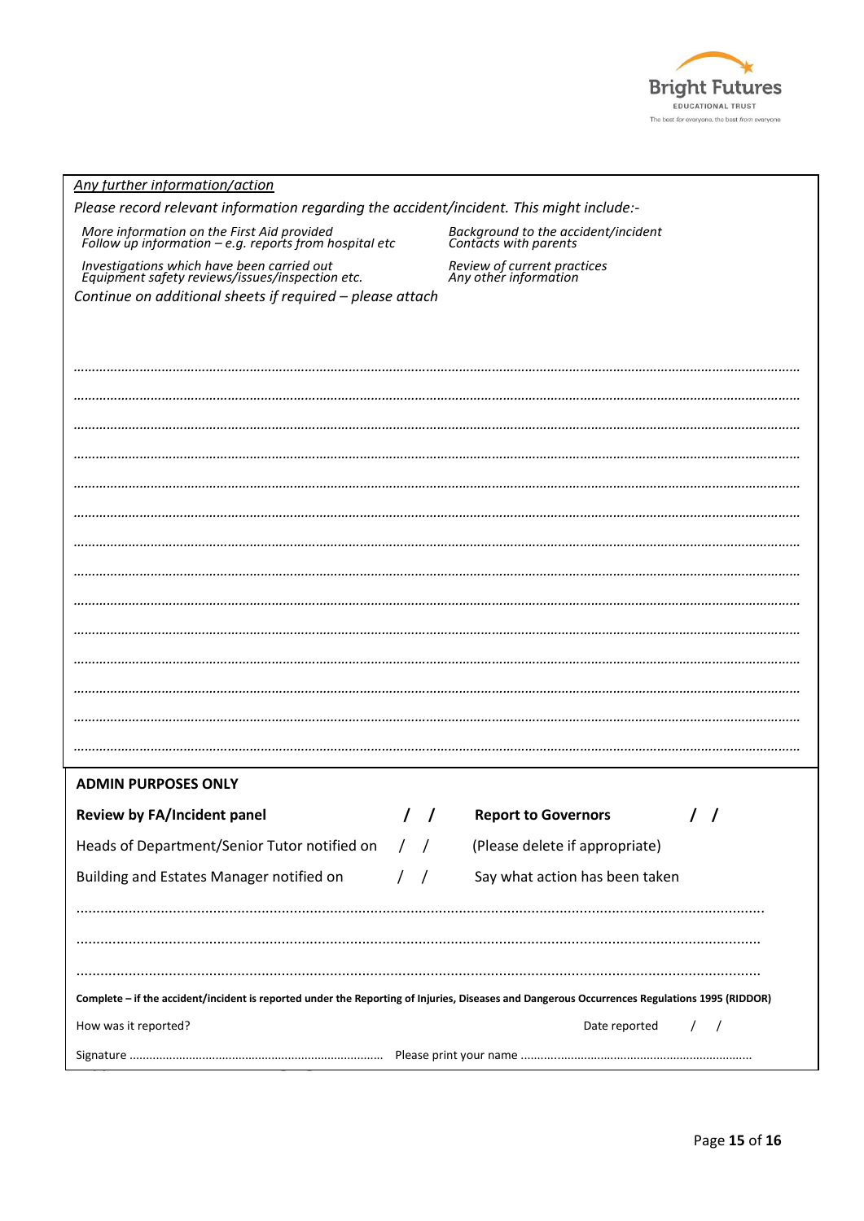*Any further information/action*

*Please record relevant information regarding the accident/incident. This might include:-*

*More information on the First Aid provided*
*Follow up information – e.g. reports from hospital etc*

*Background to the accident/incident*
*Contacts with parents*

*Investigations which have been carried out*
*Equipment safety reviews/issues/inspection etc.*

*Review of current practices*
*Any other information*

*Continue on additional sheets if required – please attach*

……………………………………………………………………………………………………………………………………………………………

……………………………………………………………………………………………………………………………………………………………

……………………………………………………………………………………………………………………………………………………………

……………………………………………………………………………………………………………………………………………………………

……………………………………………………………………………………………………………………………………………………………

……………………………………………………………………………………………………………………………………………………………

……………………………………………………………………………………………………………………………………………………………

……………………………………………………………………………………………………………………………………………………………

……………………………………………………………………………………………………………………………………………………………

……………………………………………………………………………………………………………………………………………………………

……………………………………………………………………………………………………………………………………………………………

……………………………………………………………………………………………………………………………………………………………

……………………………………………………………………………………………………………………………………………………………

……………………………………………………………………………………………………………………………………………………………

**ADMIN PURPOSES ONLY**

**Review by FA/Incident panel** / /

**Report to Governors** / /

Heads of Department/Senior Tutor notified on / /

(Please delete if appropriate)

Building and Estates Manager notified on / /

Say what action has been taken

……………………………………………………………………………………………………………………………………………………………

……………………………………………………………………………………………………………………………………………………………

……………………………………………………………………………………………………………………………………………………………

**Complete – if the accident/incident is reported under the Reporting of Injuries, Diseases and Dangerous Occurrences Regulations 1995 (RIDDOR)**

How was it reported? Date reported / /

Signature …………………………………………………………………… Please print your name ……………………………………………………………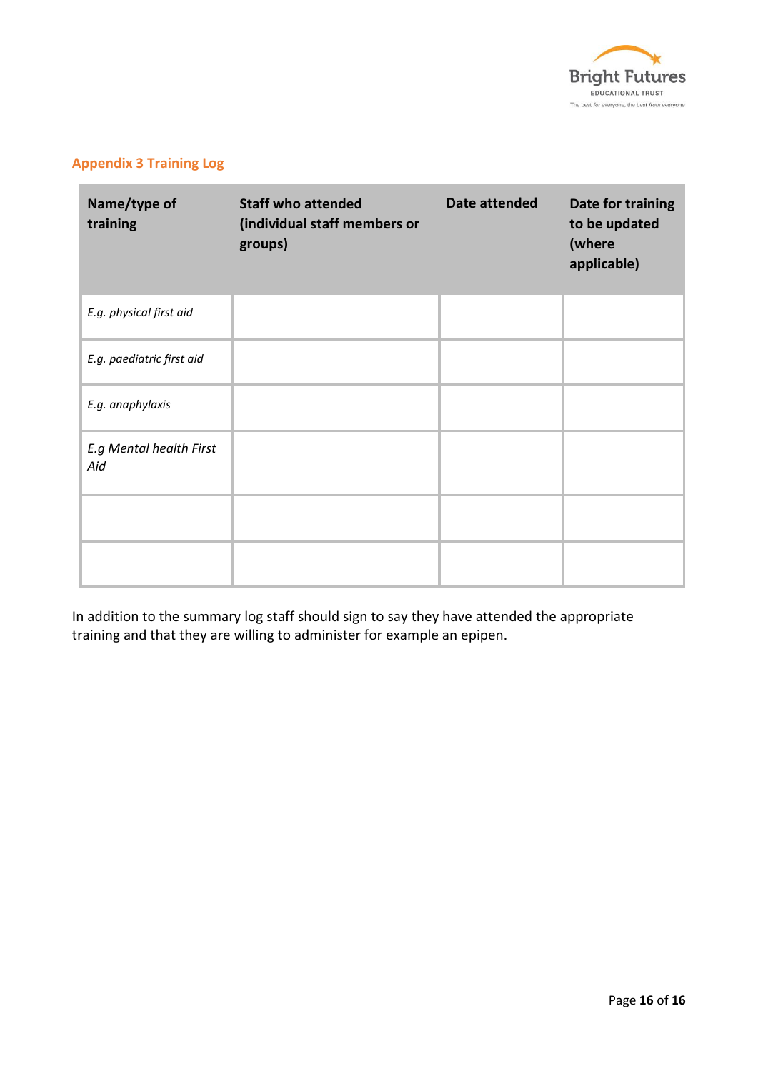## Appendix 3 Training Log

| Name/type of training | Staff who attended (individual staff members or groups) | Date attended | Date for training to be updated (where applicable) |
|---|---|---|---|
| *E.g. physical first aid* | | | |
| *E.g. paediatric first aid* | | | |
| *E.g. anaphylaxis* | | | |
| *E.g Mental health First Aid* | | | |
| | | | |
| | | | |

In addition to the summary log staff should sign to say they have attended the appropriate training and that they are willing to administer for example an epipen.